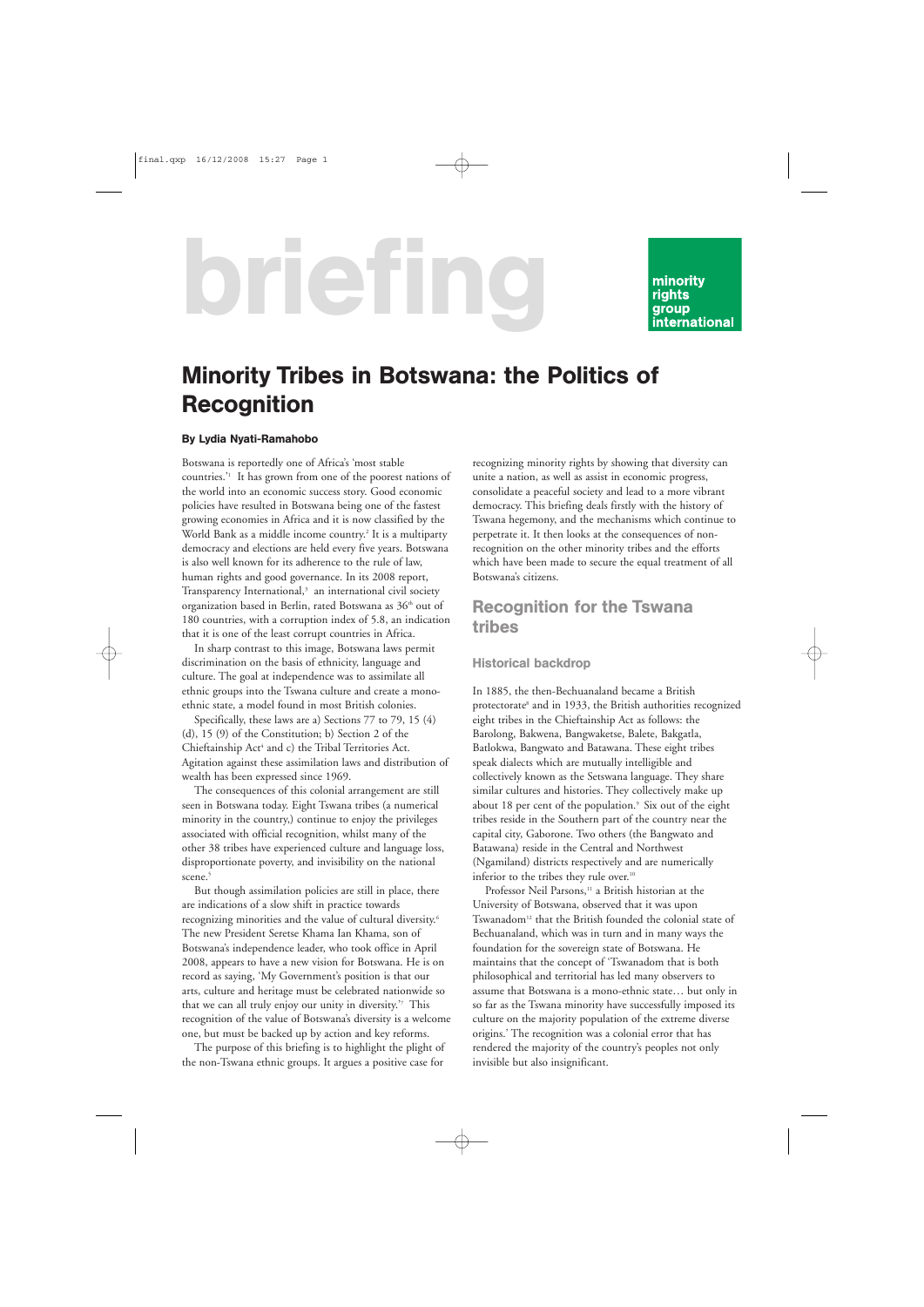briefing

minority rights group international

# Minority Tribes in Botswana: the Politics of Recognition

**By Lydia Nyati-Ramahobo**

Botswana is reportedly one of Africa's 'most stable countries.'[1] It has grown from one of the poorest nations of the world into an economic success story. Good economic policies have resulted in Botswana being one of the fastest growing economies in Africa and it is now classified by the World Bank as a middle income country.[2] It is a multiparty democracy and elections are held every five years. Botswana is also well known for its adherence to the rule of law, human rights and good governance. In its 2008 report, Transparency International,[3] an international civil society organization based in Berlin, rated Botswana as 36th out of 180 countries, with a corruption index of 5.8, an indication that it is one of the least corrupt countries in Africa.

In sharp contrast to this image, Botswana laws permit discrimination on the basis of ethnicity, language and culture. The goal at independence was to assimilate all ethnic groups into the Tswana culture and create a mono-ethnic state, a model found in most British colonies.

Specifically, these laws are a) Sections 77 to 79, 15 (4) (d), 15 (9) of the Constitution; b) Section 2 of the Chieftainship Act[4] and c) the Tribal Territories Act. Agitation against these assimilation laws and distribution of wealth has been expressed since 1969.

The consequences of this colonial arrangement are still seen in Botswana today. Eight Tswana tribes (a numerical minority in the country,) continue to enjoy the privileges associated with official recognition, whilst many of the other 38 tribes have experienced culture and language loss, disproportionate poverty, and invisibility on the national scene.[5]

But though assimilation policies are still in place, there are indications of a slow shift in practice towards recognizing minorities and the value of cultural diversity.[6] The new President Seretse Khama Ian Khama, son of Botswana's independence leader, who took office in April 2008, appears to have a new vision for Botswana. He is on record as saying, 'My Government's position is that our arts, culture and heritage must be celebrated nationwide so that we can all truly enjoy our unity in diversity.'[7] This recognition of the value of Botswana's diversity is a welcome one, but must be backed up by action and key reforms.

The purpose of this briefing is to highlight the plight of the non-Tswana ethnic groups. It argues a positive case for recognizing minority rights by showing that diversity can unite a nation, as well as assist in economic progress, consolidate a peaceful society and lead to a more vibrant democracy. This briefing deals firstly with the history of Tswana hegemony, and the mechanisms which continue to perpetrate it. It then looks at the consequences of non-recognition on the other minority tribes and the efforts which have been made to secure the equal treatment of all Botswana's citizens.

## Recognition for the Tswana tribes

### Historical backdrop

In 1885, the then-Bechuanaland became a British protectorate[8] and in 1933, the British authorities recognized eight tribes in the Chieftainship Act as follows: the Barolong, Bakwena, Bangwaketse, Balete, Bakgatla, Batlokwa, Bangwato and Batawana. These eight tribes speak dialects which are mutually intelligible and collectively known as the Setswana language. They share similar cultures and histories. They collectively make up about 18 per cent of the population.[9] Six out of the eight tribes reside in the Southern part of the country near the capital city, Gaborone. Two others (the Bangwato and Batawana) reside in the Central and Northwest (Ngamiland) districts respectively and are numerically inferior to the tribes they rule over.[10]

Professor Neil Parsons,[11] a British historian at the University of Botswana, observed that it was upon Tswanadom[12] that the British founded the colonial state of Bechuanaland, which was in turn and in many ways the foundation for the sovereign state of Botswana. He maintains that the concept of 'Tswanadom that is both philosophical and territorial has led many observers to assume that Botswana is a mono-ethnic state… but only in so far as the Tswana minority have successfully imposed its culture on the majority population of the extreme diverse origins.' The recognition was a colonial error that has rendered the majority of the country's peoples not only invisible but also insignificant.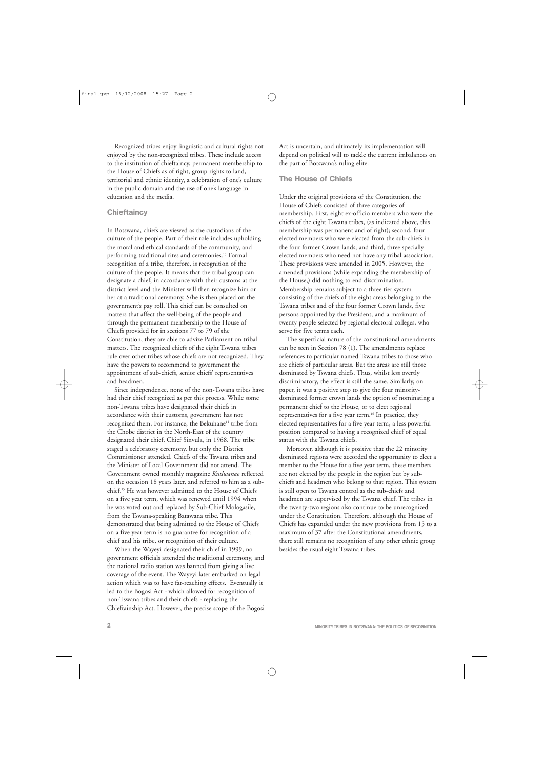Recognized tribes enjoy linguistic and cultural rights not enjoyed by the non-recognized tribes. These include access to the institution of chieftaincy, permanent membership to the House of Chiefs as of right, group rights to land, territorial and ethnic identity, a celebration of one's culture in the public domain and the use of one's language in education and the media.

## Chieftaincy

In Botswana, chiefs are viewed as the custodians of the culture of the people. Part of their role includes upholding the moral and ethical standards of the community, and performing traditional rites and ceremonies.[13] Formal recognition of a tribe, therefore, is recognition of the culture of the people. It means that the tribal group can designate a chief, in accordance with their customs at the district level and the Minister will then recognize him or her at a traditional ceremony. S/he is then placed on the government's pay roll. This chief can be consulted on matters that affect the well-being of the people and through the permanent membership to the House of Chiefs provided for in sections 77 to 79 of the Constitution, they are able to advize Parliament on tribal matters. The recognized chiefs of the eight Tswana tribes rule over other tribes whose chiefs are not recognized. They have the powers to recommend to government the appointment of sub-chiefs, senior chiefs' representatives and headmen.

Since independence, none of the non-Tswana tribes have had their chief recognized as per this process. While some non-Tswana tribes have designated their chiefs in accordance with their customs, government has not recognized them. For instance, the Bekuhane[14] tribe from the Chobe district in the North-East of the country designated their chief, Chief Sinvula, in 1968. The tribe staged a celebratory ceremony, but only the District Commissioner attended. Chiefs of the Tswana tribes and the Minister of Local Government did not attend. The Government owned monthly magazine *Kutlwanao* reflected on the occasion 18 years later, and referred to him as a sub-chief.[15] He was however admitted to the House of Chiefs on a five year term, which was renewed until 1994 when he was voted out and replaced by Sub-Chief Mologasile, from the Tswana-speaking Batawana tribe. This demonstrated that being admitted to the House of Chiefs on a five year term is no guarantee for recognition of a chief and his tribe, or recognition of their culture.

When the Wayeyi designated their chief in 1999, no government officials attended the traditional ceremony, and the national radio station was banned from giving a live coverage of the event. The Wayeyi later embarked on legal action which was to have far-reaching effects. Eventually it led to the Bogosi Act - which allowed for recognition of non-Tswana tribes and their chiefs - replacing the Chieftainship Act. However, the precise scope of the Bogosi Act is uncertain, and ultimately its implementation will depend on political will to tackle the current imbalances on the part of Botswana's ruling elite.

## The House of Chiefs

Under the original provisions of the Constitution, the House of Chiefs consisted of three categories of membership. First, eight ex-officio members who were the chiefs of the eight Tswana tribes, (as indicated above, this membership was permanent and of right); second, four elected members who were elected from the sub-chiefs in the four former Crown lands; and third, three specially elected members who need not have any tribal association. These provisions were amended in 2005. However, the amended provisions (while expanding the membership of the House,) did nothing to end discrimination. Membership remains subject to a three tier system consisting of the chiefs of the eight areas belonging to the Tswana tribes and of the four former Crown lands, five persons appointed by the President, and a maximum of twenty people selected by regional electoral colleges, who serve for five terms each.

The superficial nature of the constitutional amendments can be seen in Section 78 (1). The amendments replace references to particular named Tswana tribes to those who are chiefs of particular areas. But the areas are still those dominated by Tswana chiefs. Thus, whilst less overtly discriminatory, the effect is still the same. Similarly, on paper, it was a positive step to give the four minority-dominated former crown lands the option of nominating a permanent chief to the House, or to elect regional representatives for a five year term.[16] In practice, they elected representatives for a five year term, a less powerful position compared to having a recognized chief of equal status with the Tswana chiefs.

Moreover, although it is positive that the 22 minority dominated regions were accorded the opportunity to elect a member to the House for a five year term, these members are not elected by the people in the region but by sub-chiefs and headmen who belong to that region. This system is still open to Tswana control as the sub-chiefs and headmen are supervised by the Tswana chief. The tribes in the twenty-two regions also continue to be unrecognized under the Constitution. Therefore, although the House of Chiefs has expanded under the new provisions from 15 to a maximum of 37 after the Constitutional amendments, there still remains no recognition of any other ethnic group besides the usual eight Tswana tribes.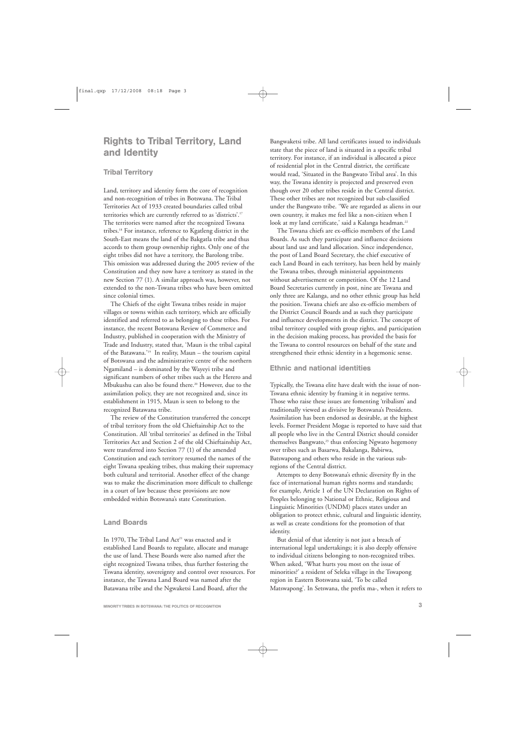## Rights to Tribal Territory, Land and Identity

### Tribal Territory

Land, territory and identity form the core of recognition and non-recognition of tribes in Botswana. The Tribal Territories Act of 1933 created boundaries called tribal territories which are currently referred to as 'districts'.[17] The territories were named after the recognized Tswana tribes.[18] For instance, reference to Kgatleng district in the South-East means the land of the Bakgatla tribe and thus accords to them group ownership rights. Only one of the eight tribes did not have a territory, the Barolong tribe. This omission was addressed during the 2005 review of the Constitution and they now have a territory as stated in the new Section 77 (1). A similar approach was, however, not extended to the non-Tswana tribes who have been omitted since colonial times.

The Chiefs of the eight Tswana tribes reside in major villages or towns within each territory, which are officially identified and referred to as belonging to these tribes. For instance, the recent Botswana Review of Commerce and Industry, published in cooperation with the Ministry of Trade and Industry, stated that, 'Maun is the tribal capital of the Batawana.'[19] In reality, Maun – the tourism capital of Botswana and the administrative centre of the northern Ngamiland – is dominated by the Wayeyi tribe and significant numbers of other tribes such as the Herero and Mbukushu can also be found there.[20] However, due to the assimilation policy, they are not recognized and, since its establishment in 1915, Maun is seen to belong to the recognized Batawana tribe.

The review of the Constitution transferred the concept of tribal territory from the old Chieftainship Act to the Constitution. All 'tribal territories' as defined in the Tribal Territories Act and Section 2 of the old Chieftainship Act, were transferred into Section 77 (1) of the amended Constitution and each territory resumed the names of the eight Tswana speaking tribes, thus making their supremacy both cultural and territorial. Another effect of the change was to make the discrimination more difficult to challenge in a court of law because these provisions are now embedded within Botswana's state Constitution.

### Land Boards

In 1970, The Tribal Land Act[21] was enacted and it established Land Boards to regulate, allocate and manage the use of land. These Boards were also named after the eight recognized Tswana tribes, thus further fostering the Tswana identity, sovereignty and control over resources. For instance, the Tawana Land Board was named after the Batawana tribe and the Ngwaketsi Land Board, after the Bangwaketsi tribe. All land certificates issued to individuals state that the piece of land is situated in a specific tribal territory. For instance, if an individual is allocated a piece of residential plot in the Central district, the certificate would read, 'Situated in the Bangwato Tribal area'. In this way, the Tswana identity is projected and preserved even though over 20 other tribes reside in the Central district. These other tribes are not recognized but sub-classified under the Bangwato tribe. 'We are regarded as aliens in our own country, it makes me feel like a non-citizen when I look at my land certificate,' said a Kalanga headman.[22]

The Tswana chiefs are ex-officio members of the Land Boards. As such they participate and influence decisions about land use and land allocation. Since independence, the post of Land Board Secretary, the chief executive of each Land Board in each territory, has been held by mainly the Tswana tribes, through ministerial appointments without advertisement or competition. Of the 12 Land Board Secretaries currently in post, nine are Tswana and only three are Kalanga, and no other ethnic group has held the position. Tswana chiefs are also ex-officio members of the District Council Boards and as such they participate and influence developments in the district. The concept of tribal territory coupled with group rights, and participation in the decision making process, has provided the basis for the Tswana to control resources on behalf of the state and strengthened their ethnic identity in a hegemonic sense.

### Ethnic and national identities

Typically, the Tswana elite have dealt with the issue of non-Tswana ethnic identity by framing it in negative terms. Those who raise these issues are fomenting 'tribalism' and traditionally viewed as divisive by Botswana's Presidents. Assimilation has been endorsed as desirable, at the highest levels. Former President Mogae is reported to have said that all people who live in the Central District should consider themselves Bangwato,[23] thus enforcing Ngwato hegemony over tribes such as Basarwa, Bakalanga, Babirwa, Batswapong and others who reside in the various sub-regions of the Central district.

Attempts to deny Botswana's ethnic diversity fly in the face of international human rights norms and standards; for example, Article 1 of the UN Declaration on Rights of Peoples belonging to National or Ethnic, Religious and Linguistic Minorities (UNDM) places states under an obligation to protect ethnic, cultural and linguistic identity, as well as create conditions for the promotion of that identity.

But denial of that identity is not just a breach of international legal undertakings; it is also deeply offensive to individual citizens belonging to non-recognized tribes. When asked, 'What hurts you most on the issue of minorities?' a resident of Seleka village in the Tswapong region in Eastern Botswana said, 'To be called Matswapong'. In Setswana, the prefix ma-, when it refers to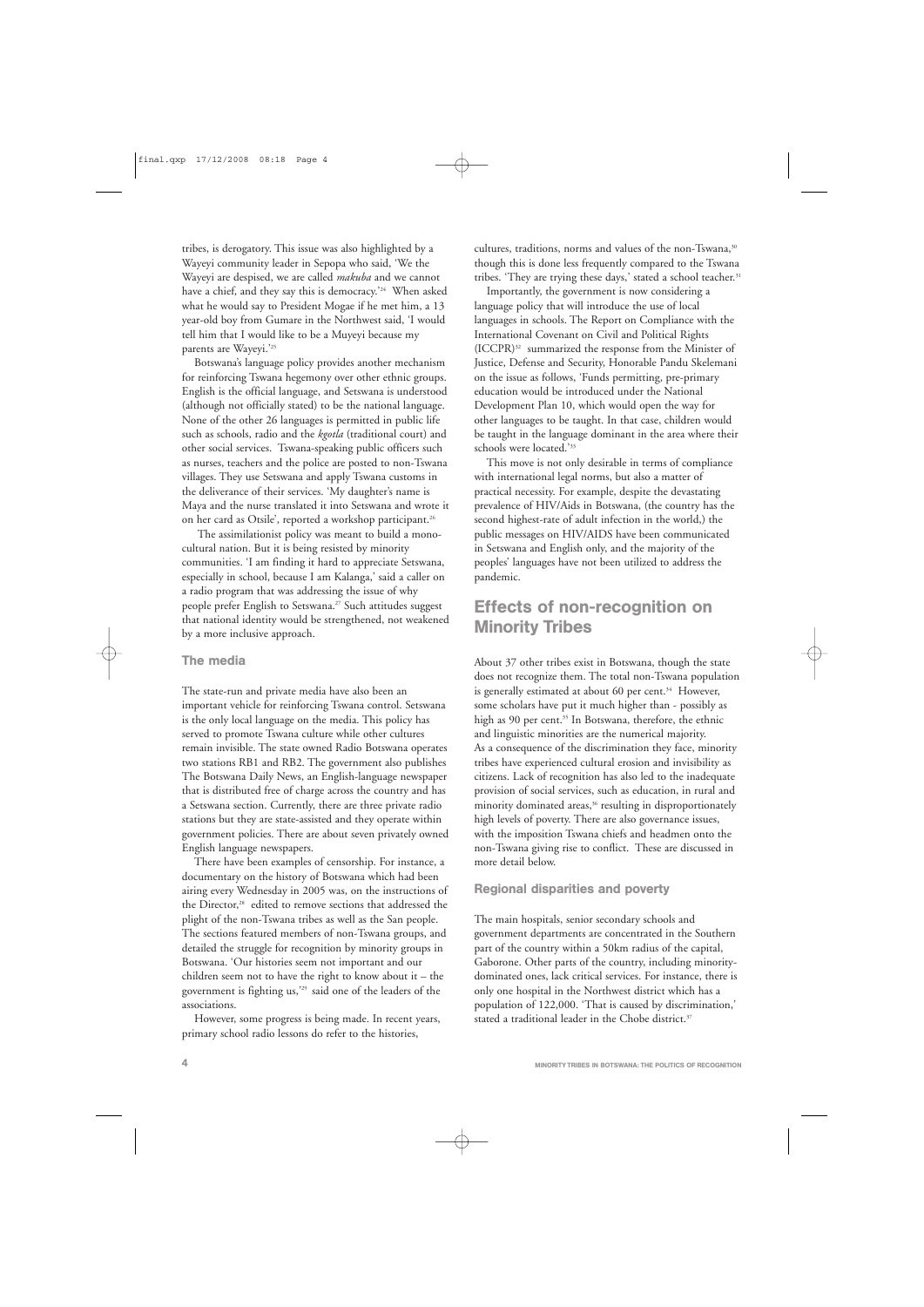tribes, is derogatory. This issue was also highlighted by a Wayeyi community leader in Sepopa who said, 'We the Wayeyi are despised, we are called *makuba* and we cannot have a chief, and they say this is democracy.'[24] When asked what he would say to President Mogae if he met him, a 13 year-old boy from Gumare in the Northwest said, 'I would tell him that I would like to be a Muyeyi because my parents are Wayeyi.'[25]

Botswana's language policy provides another mechanism for reinforcing Tswana hegemony over other ethnic groups. English is the official language, and Setswana is understood (although not officially stated) to be the national language. None of the other 26 languages is permitted in public life such as schools, radio and the *kgotla* (traditional court) and other social services. Tswana-speaking public officers such as nurses, teachers and the police are posted to non-Tswana villages. They use Setswana and apply Tswana customs in the deliverance of their services. 'My daughter's name is Maya and the nurse translated it into Setswana and wrote it on her card as Otsile', reported a workshop participant.[26]

The assimilationist policy was meant to build a mono-cultural nation. But it is being resisted by minority communities. 'I am finding it hard to appreciate Setswana, especially in school, because I am Kalanga,' said a caller on a radio program that was addressing the issue of why people prefer English to Setswana.[27] Such attitudes suggest that national identity would be strengthened, not weakened by a more inclusive approach.

### The media

The state-run and private media have also been an important vehicle for reinforcing Tswana control. Setswana is the only local language on the media. This policy has served to promote Tswana culture while other cultures remain invisible. The state owned Radio Botswana operates two stations RB1 and RB2. The government also publishes The Botswana Daily News, an English-language newspaper that is distributed free of charge across the country and has a Setswana section. Currently, there are three private radio stations but they are state-assisted and they operate within government policies. There are about seven privately owned English language newspapers.

There have been examples of censorship. For instance, a documentary on the history of Botswana which had been airing every Wednesday in 2005 was, on the instructions of the Director,[28] edited to remove sections that addressed the plight of the non-Tswana tribes as well as the San people. The sections featured members of non-Tswana groups, and detailed the struggle for recognition by minority groups in Botswana. 'Our histories seem not important and our children seem not to have the right to know about it – the government is fighting us,'[29] said one of the leaders of the associations.

However, some progress is being made. In recent years, primary school radio lessons do refer to the histories, cultures, traditions, norms and values of the non-Tswana,[30] though this is done less frequently compared to the Tswana tribes. 'They are trying these days,' stated a school teacher.[31]

Importantly, the government is now considering a language policy that will introduce the use of local languages in schools. The Report on Compliance with the International Covenant on Civil and Political Rights (ICCPR)[32] summarized the response from the Minister of Justice, Defense and Security, Honorable Pandu Skelemani on the issue as follows, 'Funds permitting, pre-primary education would be introduced under the National Development Plan 10, which would open the way for other languages to be taught. In that case, children would be taught in the language dominant in the area where their schools were located.'[33]

This move is not only desirable in terms of compliance with international legal norms, but also a matter of practical necessity. For example, despite the devastating prevalence of HIV/Aids in Botswana, (the country has the second highest-rate of adult infection in the world,) the public messages on HIV/AIDS have been communicated in Setswana and English only, and the majority of the peoples' languages have not been utilized to address the pandemic.

## Effects of non-recognition on Minority Tribes

About 37 other tribes exist in Botswana, though the state does not recognize them. The total non-Tswana population is generally estimated at about 60 per cent.[34] However, some scholars have put it much higher than - possibly as high as 90 per cent.[35] In Botswana, therefore, the ethnic and linguistic minorities are the numerical majority. As a consequence of the discrimination they face, minority tribes have experienced cultural erosion and invisibility as citizens. Lack of recognition has also led to the inadequate provision of social services, such as education, in rural and minority dominated areas,[36] resulting in disproportionately high levels of poverty. There are also governance issues, with the imposition Tswana chiefs and headmen onto the non-Tswana giving rise to conflict. These are discussed in more detail below.

### Regional disparities and poverty

The main hospitals, senior secondary schools and government departments are concentrated in the Southern part of the country within a 50km radius of the capital, Gaborone. Other parts of the country, including minority-dominated ones, lack critical services. For instance, there is only one hospital in the Northwest district which has a population of 122,000. 'That is caused by discrimination,' stated a traditional leader in the Chobe district.[37]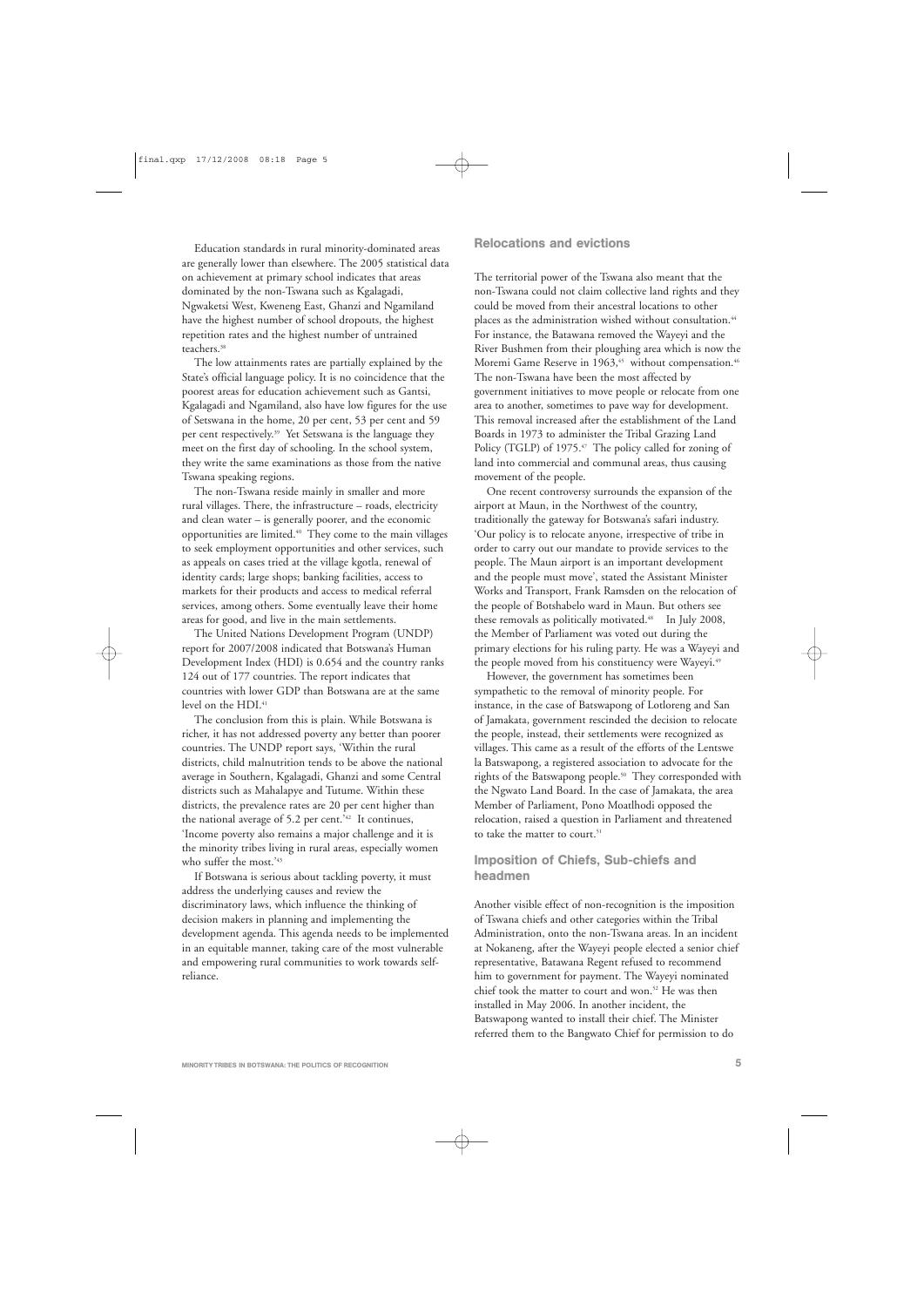Education standards in rural minority-dominated areas are generally lower than elsewhere. The 2005 statistical data on achievement at primary school indicates that areas dominated by the non-Tswana such as Kgalagadi, Ngwaketsi West, Kweneng East, Ghanzi and Ngamiland have the highest number of school dropouts, the highest repetition rates and the highest number of untrained teachers.[38]

The low attainments rates are partially explained by the State's official language policy. It is no coincidence that the poorest areas for education achievement such as Gantsi, Kgalagadi and Ngamiland, also have low figures for the use of Setswana in the home, 20 per cent, 53 per cent and 59 per cent respectively.[39] Yet Setswana is the language they meet on the first day of schooling. In the school system, they write the same examinations as those from the native Tswana speaking regions.

The non-Tswana reside mainly in smaller and more rural villages. There, the infrastructure – roads, electricity and clean water – is generally poorer, and the economic opportunities are limited.[40] They come to the main villages to seek employment opportunities and other services, such as appeals on cases tried at the village kgotla, renewal of identity cards; large shops; banking facilities, access to markets for their products and access to medical referral services, among others. Some eventually leave their home areas for good, and live in the main settlements.

The United Nations Development Program (UNDP) report for 2007/2008 indicated that Botswana's Human Development Index (HDI) is 0.654 and the country ranks 124 out of 177 countries. The report indicates that countries with lower GDP than Botswana are at the same level on the HDI.[41]

The conclusion from this is plain. While Botswana is richer, it has not addressed poverty any better than poorer countries. The UNDP report says, 'Within the rural districts, child malnutrition tends to be above the national average in Southern, Kgalagadi, Ghanzi and some Central districts such as Mahalapye and Tutume. Within these districts, the prevalence rates are 20 per cent higher than the national average of 5.2 per cent.'[42] It continues, 'Income poverty also remains a major challenge and it is the minority tribes living in rural areas, especially women who suffer the most.'[43]

If Botswana is serious about tackling poverty, it must address the underlying causes and review the discriminatory laws, which influence the thinking of decision makers in planning and implementing the development agenda. This agenda needs to be implemented in an equitable manner, taking care of the most vulnerable and empowering rural communities to work towards self-reliance.

## Relocations and evictions

The territorial power of the Tswana also meant that the non-Tswana could not claim collective land rights and they could be moved from their ancestral locations to other places as the administration wished without consultation.[44] For instance, the Batawana removed the Wayeyi and the River Bushmen from their ploughing area which is now the Moremi Game Reserve in 1963,[45] without compensation.[46] The non-Tswana have been the most affected by government initiatives to move people or relocate from one area to another, sometimes to pave way for development. This removal increased after the establishment of the Land Boards in 1973 to administer the Tribal Grazing Land Policy (TGLP) of 1975.[47] The policy called for zoning of land into commercial and communal areas, thus causing movement of the people.

One recent controversy surrounds the expansion of the airport at Maun, in the Northwest of the country, traditionally the gateway for Botswana's safari industry. 'Our policy is to relocate anyone, irrespective of tribe in order to carry out our mandate to provide services to the people. The Maun airport is an important development and the people must move', stated the Assistant Minister Works and Transport, Frank Ramsden on the relocation of the people of Botshabelo ward in Maun. But others see these removals as politically motivated.[48] In July 2008, the Member of Parliament was voted out during the primary elections for his ruling party. He was a Wayeyi and the people moved from his constituency were Wayeyi.[49]

However, the government has sometimes been sympathetic to the removal of minority people. For instance, in the case of Batswapong of Lotloreng and San of Jamakata, government rescinded the decision to relocate the people, instead, their settlements were recognized as villages. This came as a result of the efforts of the Lentswe la Batswapong, a registered association to advocate for the rights of the Batswapong people.[50] They corresponded with the Ngwato Land Board. In the case of Jamakata, the area Member of Parliament, Pono Moatlhodi opposed the relocation, raised a question in Parliament and threatened to take the matter to court.[51]

## Imposition of Chiefs, Sub-chiefs and headmen

Another visible effect of non-recognition is the imposition of Tswana chiefs and other categories within the Tribal Administration, onto the non-Tswana areas. In an incident at Nokaneng, after the Wayeyi people elected a senior chief representative, Batawana Regent refused to recommend him to government for payment. The Wayeyi nominated chief took the matter to court and won.[52] He was then installed in May 2006. In another incident, the Batswapong wanted to install their chief. The Minister referred them to the Bangwato Chief for permission to do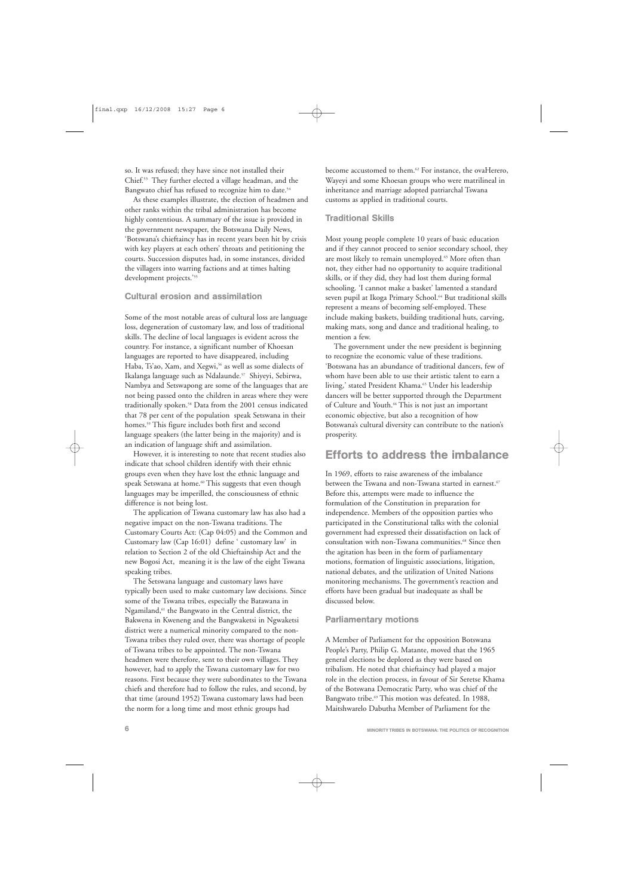so. It was refused; they have since not installed their Chief.[53] They further elected a village headman, and the Bangwato chief has refused to recognize him to date.[54]

As these examples illustrate, the election of headmen and other ranks within the tribal administration has become highly contentious. A summary of the issue is provided in the government newspaper, the Botswana Daily News, 'Botswana's chieftaincy has in recent years been hit by crisis with key players at each others' throats and petitioning the courts. Succession disputes had, in some instances, divided the villagers into warring factions and at times halting development projects.'[55]

### Cultural erosion and assimilation

Some of the most notable areas of cultural loss are language loss, degeneration of customary law, and loss of traditional skills. The decline of local languages is evident across the country. For instance, a significant number of Khoesan languages are reported to have disappeared, including Haba, Ts'ao, Xam, and Xegwi,[56] as well as some dialects of Ikalanga language such as Ndalaunde.[57] Shiyeyi, Sebirwa, Nambya and Setswapong are some of the languages that are not being passed onto the children in areas where they were traditionally spoken.[58] Data from the 2001 census indicated that 78 per cent of the population speak Setswana in their homes.[59] This figure includes both first and second language speakers (the latter being in the majority) and is an indication of language shift and assimilation.

However, it is interesting to note that recent studies also indicate that school children identify with their ethnic groups even when they have lost the ethnic language and speak Setswana at home.[60] This suggests that even though languages may be imperilled, the consciousness of ethnic difference is not being lost.

The application of Tswana customary law has also had a negative impact on the non-Tswana traditions. The Customary Courts Act: (Cap 04:05) and the Common and Customary law (Cap 16:01) define ' customary law' in relation to Section 2 of the old Chieftainship Act and the new Bogosi Act, meaning it is the law of the eight Tswana speaking tribes.

The Setswana language and customary laws have typically been used to make customary law decisions. Since some of the Tswana tribes, especially the Batawana in Ngamiland,[61] the Bangwato in the Central district, the Bakwena in Kweneng and the Bangwaketsi in Ngwaketsi district were a numerical minority compared to the non-Tswana tribes they ruled over, there was shortage of people of Tswana tribes to be appointed. The non-Tswana headmen were therefore, sent to their own villages. They however, had to apply the Tswana customary law for two reasons. First because they were subordinates to the Tswana chiefs and therefore had to follow the rules, and second, by that time (around 1952) Tswana customary laws had been the norm for a long time and most ethnic groups had become accustomed to them.[62] For instance, the ovaHerero, Wayeyi and some Khoesan groups who were matrilineal in inheritance and marriage adopted patriarchal Tswana customs as applied in traditional courts.

### Traditional Skills

Most young people complete 10 years of basic education and if they cannot proceed to senior secondary school, they are most likely to remain unemployed.[63] More often than not, they either had no opportunity to acquire traditional skills, or if they did, they had lost them during formal schooling. 'I cannot make a basket' lamented a standard seven pupil at Ikoga Primary School.[64] But traditional skills represent a means of becoming self-employed. These include making baskets, building traditional huts, carving, making mats, song and dance and traditional healing, to mention a few.

The government under the new president is beginning to recognize the economic value of these traditions. 'Botswana has an abundance of traditional dancers, few of whom have been able to use their artistic talent to earn a living,' stated President Khama.[65] Under his leadership dancers will be better supported through the Department of Culture and Youth.[66] This is not just an important economic objective, but also a recognition of how Botswana's cultural diversity can contribute to the nation's prosperity.

## Efforts to address the imbalance

In 1969, efforts to raise awareness of the imbalance between the Tswana and non-Tswana started in earnest.[67] Before this, attempts were made to influence the formulation of the Constitution in preparation for independence. Members of the opposition parties who participated in the Constitutional talks with the colonial government had expressed their dissatisfaction on lack of consultation with non-Tswana communities.[68] Since then the agitation has been in the form of parliamentary motions, formation of linguistic associations, litigation, national debates, and the utilization of United Nations monitoring mechanisms. The government's reaction and efforts have been gradual but inadequate as shall be discussed below.

### Parliamentary motions

A Member of Parliament for the opposition Botswana People's Party, Philip G. Matante, moved that the 1965 general elections be deplored as they were based on tribalism. He noted that chieftaincy had played a major role in the election process, in favour of Sir Seretse Khama of the Botswana Democratic Party, who was chief of the Bangwato tribe.[69] This motion was defeated. In 1988, Maitshwarelo Dabutha Member of Parliament for the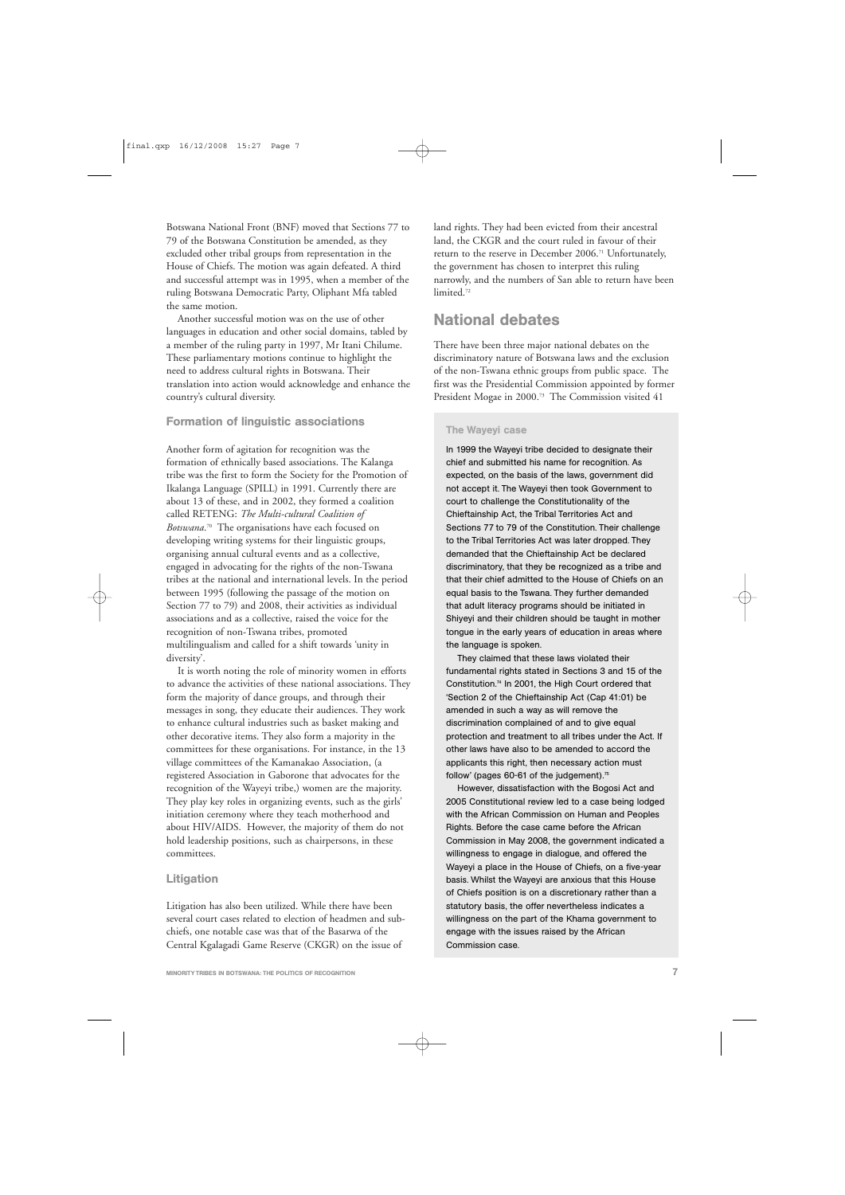Botswana National Front (BNF) moved that Sections 77 to 79 of the Botswana Constitution be amended, as they excluded other tribal groups from representation in the House of Chiefs. The motion was again defeated. A third and successful attempt was in 1995, when a member of the ruling Botswana Democratic Party, Oliphant Mfa tabled the same motion.

Another successful motion was on the use of other languages in education and other social domains, tabled by a member of the ruling party in 1997, Mr Itani Chilume. These parliamentary motions continue to highlight the need to address cultural rights in Botswana. Their translation into action would acknowledge and enhance the country's cultural diversity.

### Formation of linguistic associations

Another form of agitation for recognition was the formation of ethnically based associations. The Kalanga tribe was the first to form the Society for the Promotion of Ikalanga Language (SPILL) in 1991. Currently there are about 13 of these, and in 2002, they formed a coalition called RETENG: *The Multi-cultural Coalition of Botswana*.[70] The organisations have each focused on developing writing systems for their linguistic groups, organising annual cultural events and as a collective, engaged in advocating for the rights of the non-Tswana tribes at the national and international levels. In the period between 1995 (following the passage of the motion on Section 77 to 79) and 2008, their activities as individual associations and as a collective, raised the voice for the recognition of non-Tswana tribes, promoted multilingualism and called for a shift towards 'unity in diversity'.

It is worth noting the role of minority women in efforts to advance the activities of these national associations. They form the majority of dance groups, and through their messages in song, they educate their audiences. They work to enhance cultural industries such as basket making and other decorative items. They also form a majority in the committees for these organisations. For instance, in the 13 village committees of the Kamanakao Association, (a registered Association in Gaborone that advocates for the recognition of the Wayeyi tribe,) women are the majority. They play key roles in organizing events, such as the girls' initiation ceremony where they teach motherhood and about HIV/AIDS. However, the majority of them do not hold leadership positions, such as chairpersons, in these committees.

### Litigation

Litigation has also been utilized. While there have been several court cases related to election of headmen and sub-chiefs, one notable case was that of the Basarwa of the Central Kgalagadi Game Reserve (CKGR) on the issue of land rights. They had been evicted from their ancestral land, the CKGR and the court ruled in favour of their return to the reserve in December 2006.[71] Unfortunately, the government has chosen to interpret this ruling narrowly, and the numbers of San able to return have been limited.[72]

## National debates

There have been three major national debates on the discriminatory nature of Botswana laws and the exclusion of the non-Tswana ethnic groups from public space. The first was the Presidential Commission appointed by former President Mogae in 2000.[73] The Commission visited 41

### The Wayeyi case

In 1999 the Wayeyi tribe decided to designate their chief and submitted his name for recognition. As expected, on the basis of the laws, government did not accept it. The Wayeyi then took Government to court to challenge the Constitutionality of the Chieftainship Act, the Tribal Territories Act and Sections 77 to 79 of the Constitution. Their challenge to the Tribal Territories Act was later dropped. They demanded that the Chieftainship Act be declared discriminatory, that they be recognized as a tribe and that their chief admitted to the House of Chiefs on an equal basis to the Tswana. They further demanded that adult literacy programs should be initiated in Shiyeyi and their children should be taught in mother tongue in the early years of education in areas where the language is spoken.

They claimed that these laws violated their fundamental rights stated in Sections 3 and 15 of the Constitution.[74] In 2001, the High Court ordered that 'Section 2 of the Chieftainship Act (Cap 41:01) be amended in such a way as will remove the discrimination complained of and to give equal protection and treatment to all tribes under the Act. If other laws have also to be amended to accord the applicants this right, then necessary action must follow' (pages 60-61 of the judgement).[75]

However, dissatisfaction with the Bogosi Act and 2005 Constitutional review led to a case being lodged with the African Commission on Human and Peoples Rights. Before the case came before the African Commission in May 2008, the government indicated a willingness to engage in dialogue, and offered the Wayeyi a place in the House of Chiefs, on a five-year basis. Whilst the Wayeyi are anxious that this House of Chiefs position is on a discretionary rather than a statutory basis, the offer nevertheless indicates a willingness on the part of the Khama government to engage with the issues raised by the African Commission case.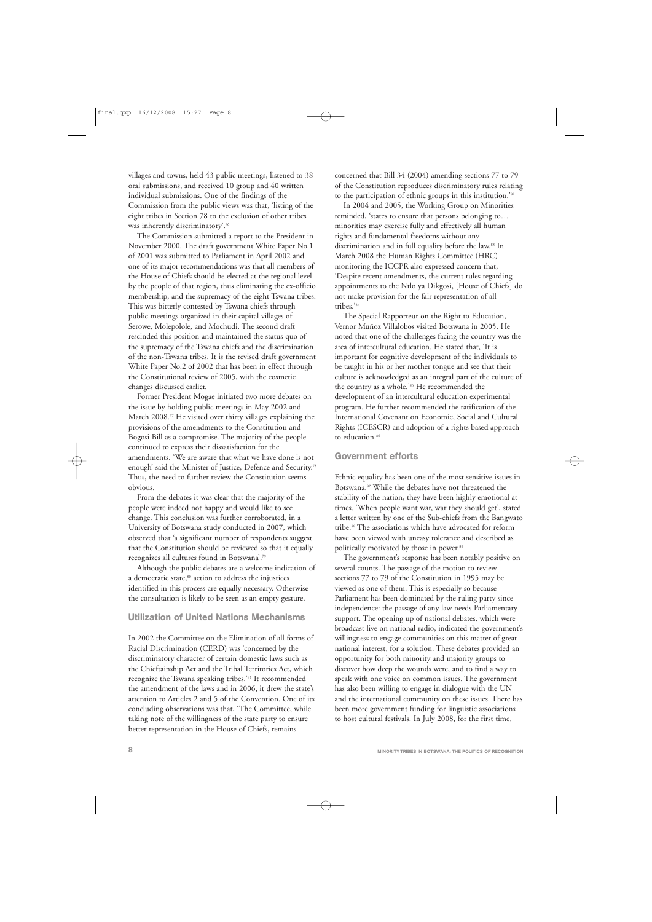villages and towns, held 43 public meetings, listened to 38 oral submissions, and received 10 group and 40 written individual submissions. One of the findings of the Commission from the public views was that, 'listing of the eight tribes in Section 78 to the exclusion of other tribes was inherently discriminatory'.[76]

The Commission submitted a report to the President in November 2000. The draft government White Paper No.1 of 2001 was submitted to Parliament in April 2002 and one of its major recommendations was that all members of the House of Chiefs should be elected at the regional level by the people of that region, thus eliminating the ex-officio membership, and the supremacy of the eight Tswana tribes. This was bitterly contested by Tswana chiefs through public meetings organized in their capital villages of Serowe, Molepolole, and Mochudi. The second draft rescinded this position and maintained the status quo of the supremacy of the Tswana chiefs and the discrimination of the non-Tswana tribes. It is the revised draft government White Paper No.2 of 2002 that has been in effect through the Constitutional review of 2005, with the cosmetic changes discussed earlier.

Former President Mogae initiated two more debates on the issue by holding public meetings in May 2002 and March 2008.[77] He visited over thirty villages explaining the provisions of the amendments to the Constitution and Bogosi Bill as a compromise. The majority of the people continued to express their dissatisfaction for the amendments. 'We are aware that what we have done is not enough' said the Minister of Justice, Defence and Security.[78] Thus, the need to further review the Constitution seems obvious.

From the debates it was clear that the majority of the people were indeed not happy and would like to see change. This conclusion was further corroborated, in a University of Botswana study conducted in 2007, which observed that 'a significant number of respondents suggest that the Constitution should be reviewed so that it equally recognizes all cultures found in Botswana'.[79]

Although the public debates are a welcome indication of a democratic state,[80] action to address the injustices identified in this process are equally necessary. Otherwise the consultation is likely to be seen as an empty gesture.

## Utilization of United Nations Mechanisms

In 2002 the Committee on the Elimination of all forms of Racial Discrimination (CERD) was 'concerned by the discriminatory character of certain domestic laws such as the Chieftainship Act and the Tribal Territories Act, which recognize the Tswana speaking tribes.'[81] It recommended the amendment of the laws and in 2006, it drew the state's attention to Articles 2 and 5 of the Convention. One of its concluding observations was that, 'The Committee, while taking note of the willingness of the state party to ensure better representation in the House of Chiefs, remains concerned that Bill 34 (2004) amending sections 77 to 79 of the Constitution reproduces discriminatory rules relating to the participation of ethnic groups in this institution.'[82]

In 2004 and 2005, the Working Group on Minorities reminded, 'states to ensure that persons belonging to… minorities may exercise fully and effectively all human rights and fundamental freedoms without any discrimination and in full equality before the law.[83] In March 2008 the Human Rights Committee (HRC) monitoring the ICCPR also expressed concern that, 'Despite recent amendments, the current rules regarding appointments to the Ntlo ya Dikgosi, [House of Chiefs] do not make provision for the fair representation of all tribes.'[84]

The Special Rapporteur on the Right to Education, Vernor Muñoz Villalobos visited Botswana in 2005. He noted that one of the challenges facing the country was the area of intercultural education. He stated that, 'It is important for cognitive development of the individuals to be taught in his or her mother tongue and see that their culture is acknowledged as an integral part of the culture of the country as a whole.'[85] He recommended the development of an intercultural education experimental program. He further recommended the ratification of the International Covenant on Economic, Social and Cultural Rights (ICESCR) and adoption of a rights based approach to education.[86]

## Government efforts

Ethnic equality has been one of the most sensitive issues in Botswana.[87] While the debates have not threatened the stability of the nation, they have been highly emotional at times. 'When people want war, war they should get', stated a letter written by one of the Sub-chiefs from the Bangwato tribe.[88] The associations which have advocated for reform have been viewed with uneasy tolerance and described as politically motivated by those in power.[89]

The government's response has been notably positive on several counts. The passage of the motion to review sections 77 to 79 of the Constitution in 1995 may be viewed as one of them. This is especially so because Parliament has been dominated by the ruling party since independence: the passage of any law needs Parliamentary support. The opening up of national debates, which were broadcast live on national radio, indicated the government's willingness to engage communities on this matter of great national interest, for a solution. These debates provided an opportunity for both minority and majority groups to discover how deep the wounds were, and to find a way to speak with one voice on common issues. The government has also been willing to engage in dialogue with the UN and the international community on these issues. There has been more government funding for linguistic associations to host cultural festivals. In July 2008, for the first time,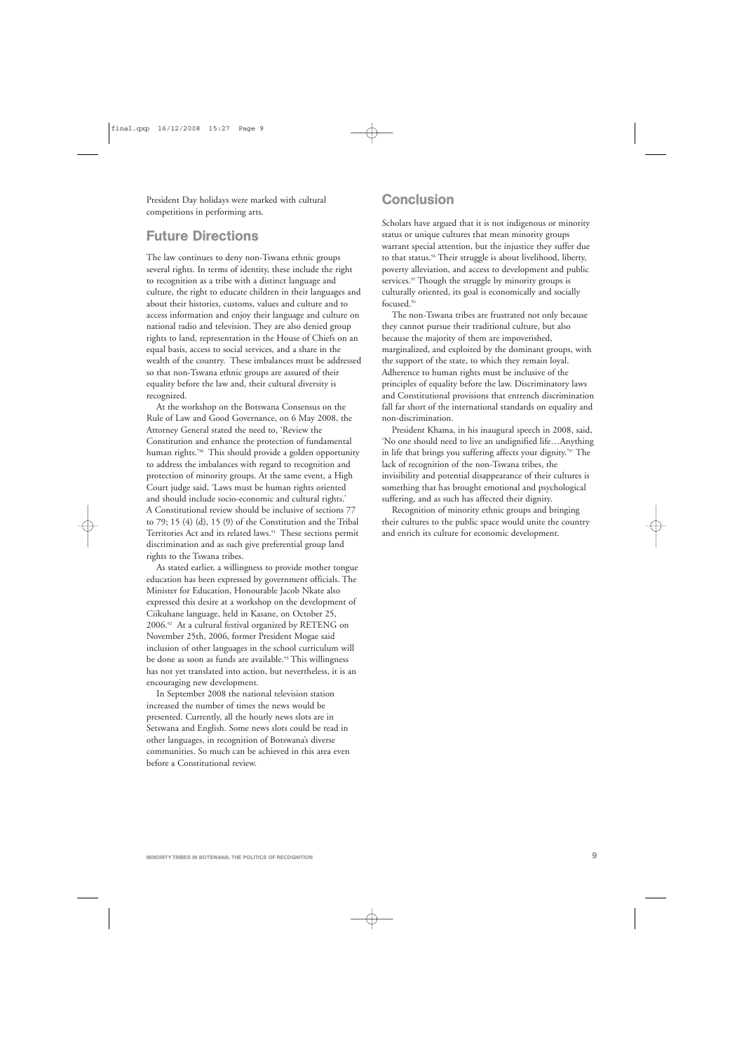President Day holidays were marked with cultural competitions in performing arts.

## Future Directions

The law continues to deny non-Tswana ethnic groups several rights. In terms of identity, these include the right to recognition as a tribe with a distinct language and culture, the right to educate children in their languages and about their histories, customs, values and culture and to access information and enjoy their language and culture on national radio and television. They are also denied group rights to land, representation in the House of Chiefs on an equal basis, access to social services, and a share in the wealth of the country. These imbalances must be addressed so that non-Tswana ethnic groups are assured of their equality before the law and, their cultural diversity is recognized.

At the workshop on the Botswana Consensus on the Rule of Law and Good Governance, on 6 May 2008, the Attorney General stated the need to, 'Review the Constitution and enhance the protection of fundamental human rights.'[90] This should provide a golden opportunity to address the imbalances with regard to recognition and protection of minority groups. At the same event, a High Court judge said, 'Laws must be human rights oriented and should include socio-economic and cultural rights.' A Constitutional review should be inclusive of sections 77 to 79; 15 (4) (d), 15 (9) of the Constitution and the Tribal Territories Act and its related laws.[91] These sections permit discrimination and as such give preferential group land rights to the Tswana tribes.

As stated earlier, a willingness to provide mother tongue education has been expressed by government officials. The Minister for Education, Honourable Jacob Nkate also expressed this desire at a workshop on the development of Ciikuhane language, held in Kasane, on October 25, 2006.[92] At a cultural festival organized by RETENG on November 25th, 2006, former President Mogae said inclusion of other languages in the school curriculum will be done as soon as funds are available.[93] This willingness has not yet translated into action, but nevertheless, it is an encouraging new development.

In September 2008 the national television station increased the number of times the news would be presented. Currently, all the hourly news slots are in Setswana and English. Some news slots could be read in other languages, in recognition of Botswana's diverse communities. So much can be achieved in this area even before a Constitutional review.

## Conclusion

Scholars have argued that it is not indigenous or minority status or unique cultures that mean minority groups warrant special attention, but the injustice they suffer due to that status.[94] Their struggle is about livelihood, liberty, poverty alleviation, and access to development and public services.[95] Though the struggle by minority groups is culturally oriented, its goal is economically and socially focused.[96]

The non-Tswana tribes are frustrated not only because they cannot pursue their traditional culture, but also because the majority of them are impoverished, marginalized, and exploited by the dominant groups, with the support of the state, to which they remain loyal. Adherence to human rights must be inclusive of the principles of equality before the law. Discriminatory laws and Constitutional provisions that entrench discrimination fall far short of the international standards on equality and non-discrimination.

President Khama, in his inaugural speech in 2008, said, 'No one should need to live an undignified life…Anything in life that brings you suffering affects your dignity.'[97] The lack of recognition of the non-Tswana tribes, the invisibility and potential disappearance of their cultures is something that has brought emotional and psychological suffering, and as such has affected their dignity.

Recognition of minority ethnic groups and bringing their cultures to the public space would unite the country and enrich its culture for economic development.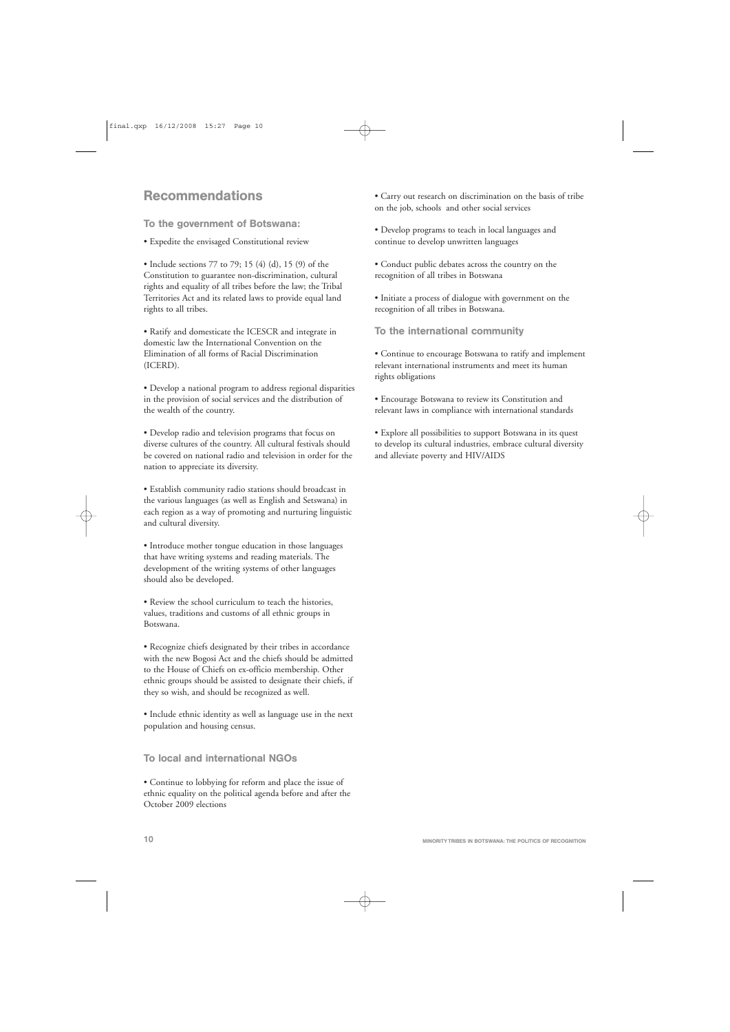## Recommendations

### To the government of Botswana:

- Expedite the envisaged Constitutional review

- Include sections 77 to 79; 15 (4) (d), 15 (9) of the Constitution to guarantee non-discrimination, cultural rights and equality of all tribes before the law; the Tribal Territories Act and its related laws to provide equal land rights to all tribes.

- Ratify and domesticate the ICESCR and integrate in domestic law the International Convention on the Elimination of all forms of Racial Discrimination (ICERD).

- Develop a national program to address regional disparities in the provision of social services and the distribution of the wealth of the country.

- Develop radio and television programs that focus on diverse cultures of the country. All cultural festivals should be covered on national radio and television in order for the nation to appreciate its diversity.

- Establish community radio stations should broadcast in the various languages (as well as English and Setswana) in each region as a way of promoting and nurturing linguistic and cultural diversity.

- Introduce mother tongue education in those languages that have writing systems and reading materials. The development of the writing systems of other languages should also be developed.

- Review the school curriculum to teach the histories, values, traditions and customs of all ethnic groups in Botswana.

- Recognize chiefs designated by their tribes in accordance with the new Bogosi Act and the chiefs should be admitted to the House of Chiefs on ex-officio membership. Other ethnic groups should be assisted to designate their chiefs, if they so wish, and should be recognized as well.

- Include ethnic identity as well as language use in the next population and housing census.

### To local and international NGOs

- Continue to lobbying for reform and place the issue of ethnic equality on the political agenda before and after the October 2009 elections

- Carry out research on discrimination on the basis of tribe on the job, schools and other social services

- Develop programs to teach in local languages and continue to develop unwritten languages

- Conduct public debates across the country on the recognition of all tribes in Botswana

- Initiate a process of dialogue with government on the recognition of all tribes in Botswana.

### To the international community

- Continue to encourage Botswana to ratify and implement relevant international instruments and meet its human rights obligations

- Encourage Botswana to review its Constitution and relevant laws in compliance with international standards

- Explore all possibilities to support Botswana in its quest to develop its cultural industries, embrace cultural diversity and alleviate poverty and HIV/AIDS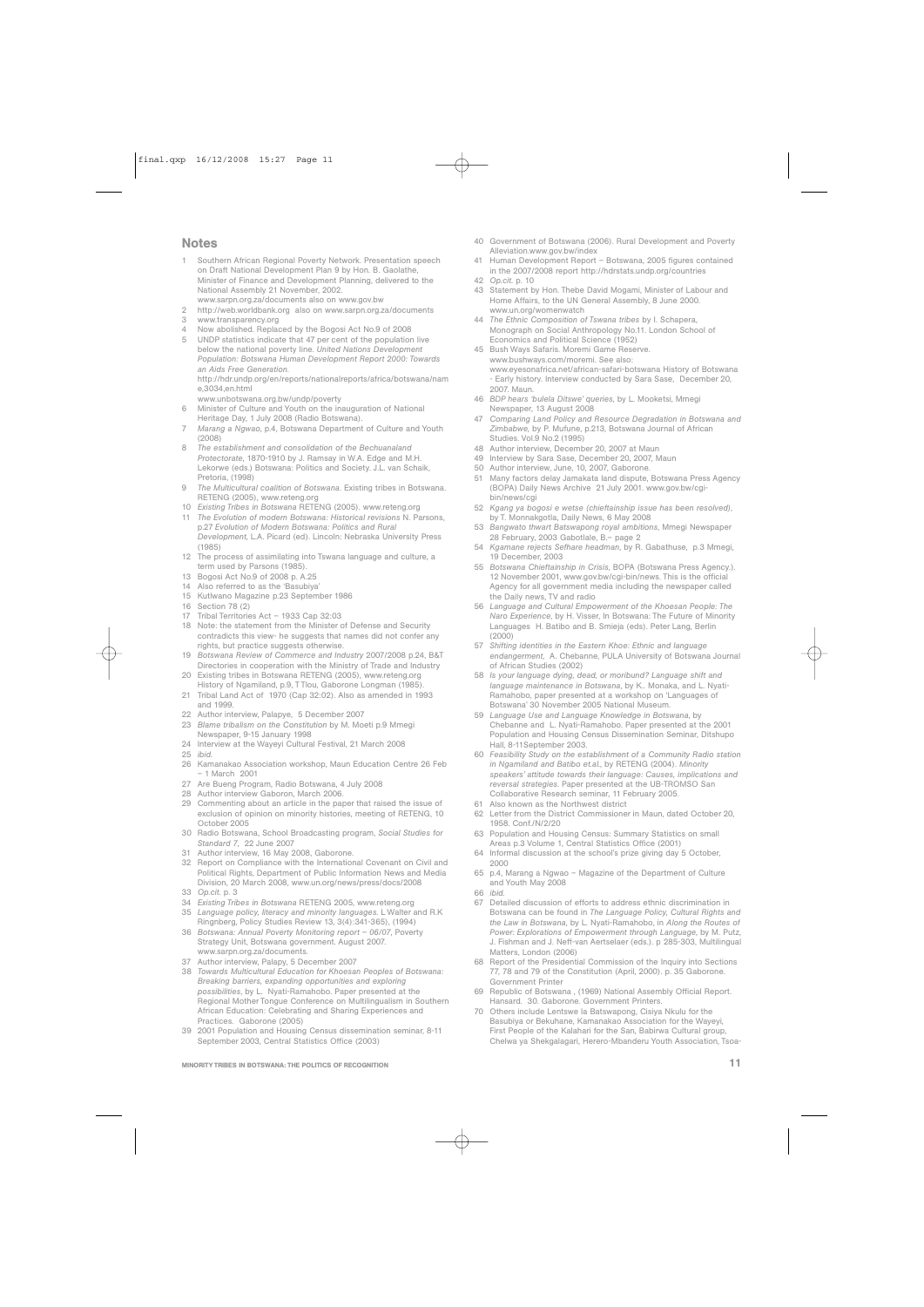## Notes

1. Southern African Regional Poverty Network. Presentation speech on Draft National Development Plan 9 by Hon. B. Gaolathe, Minister of Finance and Development Planning, delivered to the National Assembly 21 November, 2002. www.sarpn.org.za/documents also on www.gov.bw
2. http://web.worldbank.org also on www.sarpn.org.za/documents
3. www.transparency.org
4. Now abolished. Replaced by the Bogosi Act No.9 of 2008
5. UNDP statistics indicate that 47 per cent of the population live below the national poverty line. *United Nations Development Population: Botswana Human Development Report 2000: Towards an Aids Free Generation.* http://hdr.undp.org/en/reports/nationalreports/africa/botswana/name,3034,en.html www.unbotswana.org.bw/undp/poverty
6. Minister of Culture and Youth on the inauguration of National Heritage Day, 1 July 2008 (Radio Botswana).
7. *Marang a Ngwao*, p.4, Botswana Department of Culture and Youth (2008)
8. *The establishment and consolidation of the Bechuanaland Protectorate*, 1870-1910 by J. Ramsay in W.A. Edge and M.H. Lekorwe (eds.) Botswana: Politics and Society. J.L. van Schaik, Pretoria, (1998)
9. *The Multicultural coalition of Botswana.* Existing tribes in Botswana. RETENG (2005), www.reteng.org
10. *Existing Tribes in Botswana* RETENG (2005). www.reteng.org
11. *The Evolution of modern Botswana: Historical revisions* N. Parsons, p.27 *Evolution of Modern Botswana: Politics and Rural Development*, L.A. Picard (ed). Lincoln: Nebraska University Press (1985)
12. The process of assimilating into Tswana language and culture, a term used by Parsons (1985).
13. Bogosi Act No.9 of 2008 p. A.25
14. Also referred to as the 'Basubiya'
15. Kutlwano Magazine p.23 September 1986
16. Section 78 (2)
17. Tribal Territories Act – 1933 Cap 32:03
18. Note: the statement from the Minister of Defense and Security contradicts this view- he suggests that names did not confer any rights, but practice suggests otherwise.
19. *Botswana Review of Commerce and Industry* 2007/2008 p.24, B&T Directories in cooperation with the Ministry of Trade and Industry
20. Existing tribes in Botswana RETENG (2005), www.reteng.org History of Ngamiland, p.9, T Tlou, Gaborone Longman (1985).
21. Tribal Land Act of 1970 (Cap 32:02). Also as amended in 1993 and 1999.
22. Author interview, Palapye, 5 December 2007
23. *Blame tribalism on the Constitution* by M. Moeti p.9 Mmegi Newspaper, 9-15 January 1998
24. Interview at the Wayeyi Cultural Festival, 21 March 2008
25. *ibid.*
26. Kamanakao Association workshop, Maun Education Centre 26 Feb – 1 March 2001
27. Are Bueng Program, Radio Botswana, 4 July 2008
28. Author interview Gaboron, March 2006.
29. Commenting about an article in the paper that raised the issue of exclusion of opinion on minority histories, meeting of RETENG, 10 October 2005
30. Radio Botswana, School Broadcasting program, *Social Studies for Standard 7*, 22 June 2007
31. Author interview, 16 May 2008, Gaborone.
32. Report on Compliance with the International Covenant on Civil and Political Rights, Department of Public Information News and Media Division, 20 March 2008, www.un.org/news/press/docs/2008
33. *Op.cit.* p. 3
34. *Existing Tribes in Botswana* RETENG 2005, www.reteng.org
35. *Language policy, literacy and minority languages.* L Walter and R.K Ringnberg, Policy Studies Review 13, 3(4):341-365), (1994)
36. *Botswana: Annual Poverty Monitoring report – 06/07*, Poverty Strategy Unit, Botswana government. August 2007. www.sarpn.org.za/documents.
37. Author interview, Palapy, 5 December 2007
38. *Towards Multicultural Education for Khoesan Peoples of Botswana: Breaking barriers, expanding opportunities and exploring possibilities*, by L. Nyati-Ramahobo. Paper presented at the Regional Mother Tongue Conference on Multilingualism in Southern African Education: Celebrating and Sharing Experiences and Practices. Gaborone (2005)
39. 2001 Population and Housing Census dissemination seminar, 8-11 September 2003, Central Statistics Office (2003)
40. Government of Botswana (2006). Rural Development and Poverty Alleviation.www.gov.bw/index
41. Human Development Report – Botswana, 2005 figures contained in the 2007/2008 report http://hdrstats.undp.org/countries
42. *Op.cit.* p. 10
43. Statement by Hon. Thebe David Mogami, Minister of Labour and Home Affairs, to the UN General Assembly, 8 June 2000. www.un.org/womenwatch
44. *The Ethnic Composition of Tswana tribes* by I. Schapera, Monograph on Social Anthropology No.11. London School of Economics and Political Science (1952)
45. Bush Ways Safaris. Moremi Game Reserve. www.bushways.com/moremi. See also: www.eyesonafrica.net/african-safari-botswana History of Botswana - Early history. Interview conducted by Sara Sase, December 20, 2007. Maun.
46. *BDP hears 'bulela Ditswe' queries*, by L. Mooketsi, Mmegi Newspaper, 13 August 2008
47. *Comparing Land Policy and Resource Degradation in Botswana and Zimbabwe*, by P. Mufune, p.213, Botswana Journal of African Studies. Vol.9 No.2 (1995)
48. Author interview, December 20, 2007 at Maun
49. Interview by Sara Sase, December 20, 2007, Maun
50. Author interview, June, 10, 2007, Gaborone.
51. Many factors delay Jamakata land dispute, Botswana Press Agency (BOPA) Daily News Archive 21 July 2001. www.gov.bw/cgi-bin/news/cgi
52. *Kgang ya bogosi e wetse (chieftainship issue has been resolved)*, by T. Monnakgotla, Daily News, 6 May 2008
53. *Bangwato thwart Batswapong royal ambitions*, Mmegi Newspaper 28 February, 2003 Gabotlale, B.– page 2
54. *Kgamane rejects Sefhare headman*, by R. Gabathuse, p.3 Mmegi, 19 December, 2003
55. *Botswana Chieftainship in Crisis*, BOPA (Botswana Press Agency.). 12 November 2001, www.gov.bw/cgi-bin/news. This is the official Agency for all government media including the newspaper called the Daily news, TV and radio
56. *Language and Cultural Empowerment of the Khoesan People: The Naro Experience*, by H. Visser, In Botswana: The Future of Minority Languages H. Batibo and B. Smieja (eds). Peter Lang, Berlin (2000)
57. *Shifting identities in the Eastern Khoe: Ethnic and language endangerment*, A. Chebanne, PULA University of Botswana Journal of African Studies (2002)
58. *Is your language dying, dead, or moribund? Language shift and language maintenance in Botswana*, by K. Monaka, and L. Nyati-Ramahobo, paper presented at a workshop on 'Languages of Botswana' 30 November 2005 National Museum.
59. *Language Use and Language Knowledge in Botswana*, by Chebanne and L. Nyati-Ramahobo. Paper presented at the 2001 Population and Housing Census Dissemination Seminar, Ditshupo Hall, 8-11September 2003.
60. *Feasibility Study on the establishment of a Community Radio station in Ngamiland and Batibo et.al.*, by RETENG (2004). *Minority speakers' attitude towards their language: Causes, implications and reversal strategies.* Paper presented at the UB-TROMSO San Collaborative Research seminar, 11 February 2005.
61. Also known as the Northwest district
62. Letter from the District Commissioner in Maun, dated October 20, 1958. Conf./N/2/20
63. Population and Housing Census: Summary Statistics on small Areas p.3 Volume 1, Central Statistics Office (2001)
64. Informal discussion at the school's prize giving day 5 October, 2000
65. p.4, Marang a Ngwao – Magazine of the Department of Culture and Youth May 2008
66. *ibid.*
67. Detailed discussion of efforts to address ethnic discrimination in Botswana can be found in *The Language Policy, Cultural Rights and the Law in Botswana*, by L. Nyati-Ramahobo, in *Along the Routes of Power: Explorations of Empowerment through Language*, by M. Putz, J. Fishman and J. Neff-van Aertselaer (eds.). p 285-303, Multilingual Matters, London (2006)
68. Report of the Presidential Commission of the Inquiry into Sections 77, 78 and 79 of the Constitution (April, 2000). p. 35 Gaborone. Government Printer
69. Republic of Botswana , (1969) National Assembly Official Report. Hansard. 30. Gaborone. Government Printers.
70. Others include Lentswe la Batswapong, Cisiya Nkulu for the Basubiya or Bekuhane, Kamanakao Association for the Wayeyi, First People of the Kalahari for the San, Babirwa Cultural group, Chelwa ya Shekgalagari, Herero-Mbanderu Youth Association, Tsoa-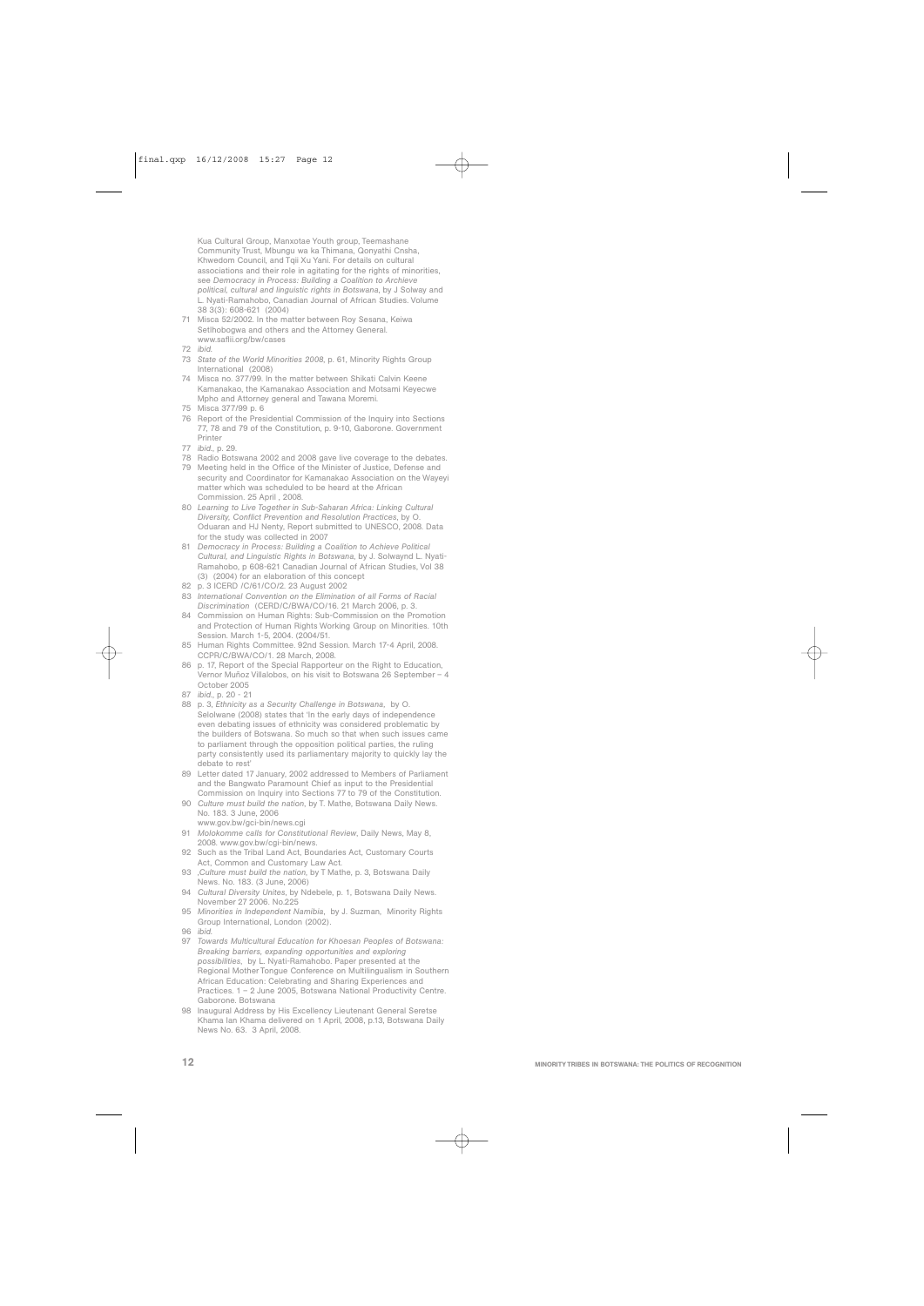Kua Cultural Group, Manxotae Youth group, Teemashane Community Trust, Mbungu wa ka Thimana, Qonyathi Cnsha, Khwedom Council, and Tqii Xu Yani. For details on cultural associations and their role in agitating for the rights of minorities, see *Democracy in Process: Building a Coalition to Archieve political, cultural and linguistic rights in Botswana*, by J Solway and L. Nyati-Ramahobo, Canadian Journal of African Studies. Volume 38 3(3): 608-621 (2004)

71 Misca 52/2002. In the matter between Roy Sesana, Keiwa Setlhobogwa and others and the Attorney General. www.saflii.org/bw/cases

72 *ibid.*

73 *State of the World Minorities 2008*, p. 61, Minority Rights Group International (2008)

74 Misca no. 377/99. in the matter between Shikati Calvin Keene Kamanakao, the Kamanakao Association and Motsami Keyecwe Mpho and Attorney general and Tawana Moremi.

75 Misca 377/99 p. 6

76 Report of the Presidential Commission of the Inquiry into Sections 77, 78 and 79 of the Constitution, p. 9-10, Gaborone. Government Printer

77 *ibid.*, p. 29.

78 Radio Botswana 2002 and 2008 gave live coverage to the debates.

79 Meeting held in the Office of the Minister of Justice, Defense and security and Coordinator for Kamanakao Association on the Wayeyi matter which was scheduled to be heard at the African Commission. 25 April , 2008.

80 *Learning to Live Together in Sub-Saharan Africa: Linking Cultural Diversity, Conflict Prevention and Resolution Practices*, by O. Oduaran and HJ Nenty, Report submitted to UNESCO, 2008. Data for the study was collected in 2007

81 *Democracy in Process: Building a Coalition to Achieve Political Cultural, and Linguistic Rights in Botswana*, by J. Solwaynd L. Nyati-Ramahobo, p 608-621 Canadian Journal of African Studies, Vol 38 (3) (2004) for an elaboration of this concept

82 p. 3 ICERD /C/61/CO/2. 23 August 2002

83 *International Convention on the Elimination of all Forms of Racial Discrimination* (CERD/C/BWA/CO/16. 21 March 2006, p. 3.

84 Commission on Human Rights: Sub-Commission on the Promotion and Protection of Human Rights Working Group on Minorities. 10th Session. March 1-5, 2004. (2004/51.

85 Human Rights Committee. 92nd Session. March 17-4 April, 2008. CCPR/C/BWA/CO/1. 28 March, 2008.

86 p. 17, Report of the Special Rapporteur on the Right to Education, Vernor Muñoz Villalobos, on his visit to Botswana 26 September – 4 October 2005

87 *ibid.*, p. 20 - 21

88 p. 3, *Ethnicity as a Security Challenge in Botswana*, by O. Selolwane (2008) states that 'In the early days of independence even debating issues of ethnicity was considered problematic by the builders of Botswana. So much so that when such issues came to parliament through the opposition political parties, the ruling party consistently used its parliamentary majority to quickly lay the debate to rest'

89 Letter dated 17 January, 2002 addressed to Members of Parliament and the Bangwato Paramount Chief as input to the Presidential Commission on Inquiry into Sections 77 to 79 of the Constitution.

90 *Culture must build the nation*, by T. Mathe, Botswana Daily News. No. 183. 3 June, 2006 www.gov.bw/gci-bin/news.cgi

91 *Molokomme calls for Constitutional Review*, Daily News, May 8, 2008. www.gov.bw/cgi-bin/news.

92 Such as the Tribal Land Act, Boundaries Act, Customary Courts Act, Common and Customary Law Act.

93 ,*Culture must build the nation*, by T Mathe, p. 3, Botswana Daily News. No. 183. (3 June, 2006)

94 *Cultural Diversity Unites*, by Ndebele, p. 1, Botswana Daily News. November 27 2006. No.225

95 *Minorities in Independent Namibia*, by J. Suzman, Minority Rights Group International, London (2002).

96 *ibid.*

97 *Towards Multicultural Education for Khoesan Peoples of Botswana: Breaking barriers, expanding opportunities and exploring possibilities*, by L. Nyati-Ramahobo. Paper presented at the Regional Mother Tongue Conference on Multilingualism in Southern African Education: Celebrating and Sharing Experiences and Practices. 1 – 2 June 2005, Botswana National Productivity Centre. Gaborone. Botswana

98 Inaugural Address by His Excellency Lieutenant General Seretse Khama Ian Khama delivered on 1 April, 2008, p.13, Botswana Daily News No. 63. 3 April, 2008.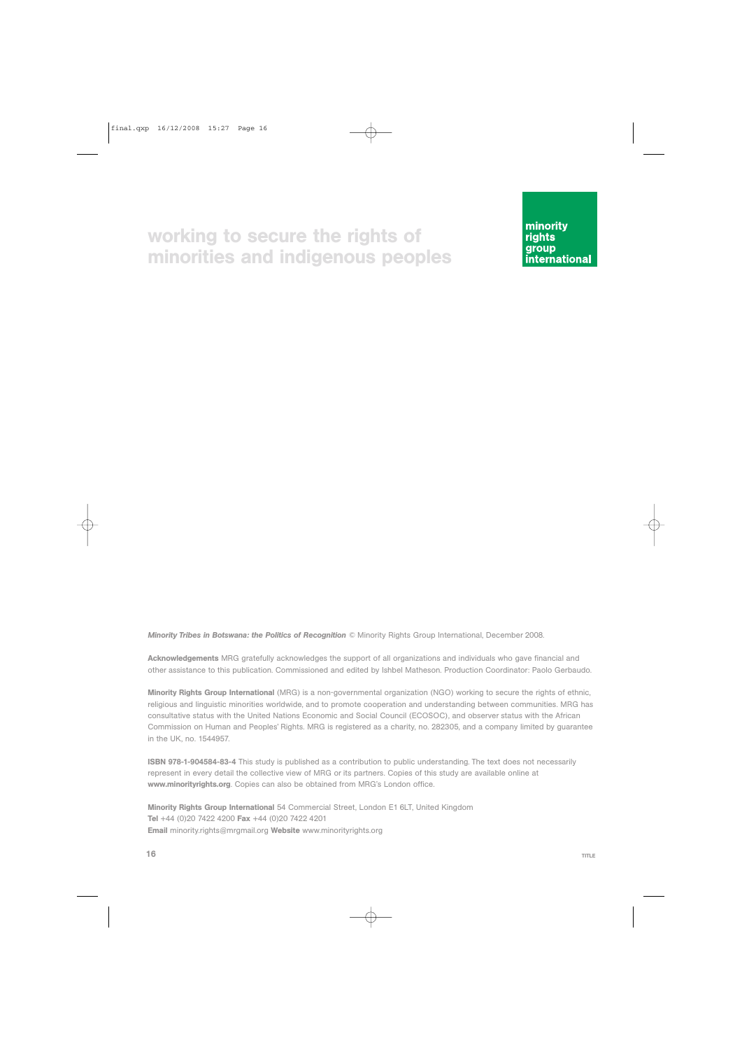# working to secure the rights of minorities and indigenous peoples

**minority rights group international**

***Minority Tribes in Botswana: the Politics of Recognition*** © Minority Rights Group International, December 2008.

**Acknowledgements** MRG gratefully acknowledges the support of all organizations and individuals who gave financial and other assistance to this publication. Commissioned and edited by Ishbel Matheson. Production Coordinator: Paolo Gerbaudo.

**Minority Rights Group International** (MRG) is a non-governmental organization (NGO) working to secure the rights of ethnic, religious and linguistic minorities worldwide, and to promote cooperation and understanding between communities. MRG has consultative status with the United Nations Economic and Social Council (ECOSOC), and observer status with the African Commission on Human and Peoples' Rights. MRG is registered as a charity, no. 282305, and a company limited by guarantee in the UK, no. 1544957.

**ISBN 978-1-904584-83-4** This study is published as a contribution to public understanding. The text does not necessarily represent in every detail the collective view of MRG or its partners. Copies of this study are available online at **www.minorityrights.org**. Copies can also be obtained from MRG's London office.

**Minority Rights Group International** 54 Commercial Street, London E1 6LT, United Kingdom
**Tel** +44 (0)20 7422 4200 **Fax** +44 (0)20 7422 4201
**Email** minority.rights@mrgmail.org **Website** www.minorityrights.org